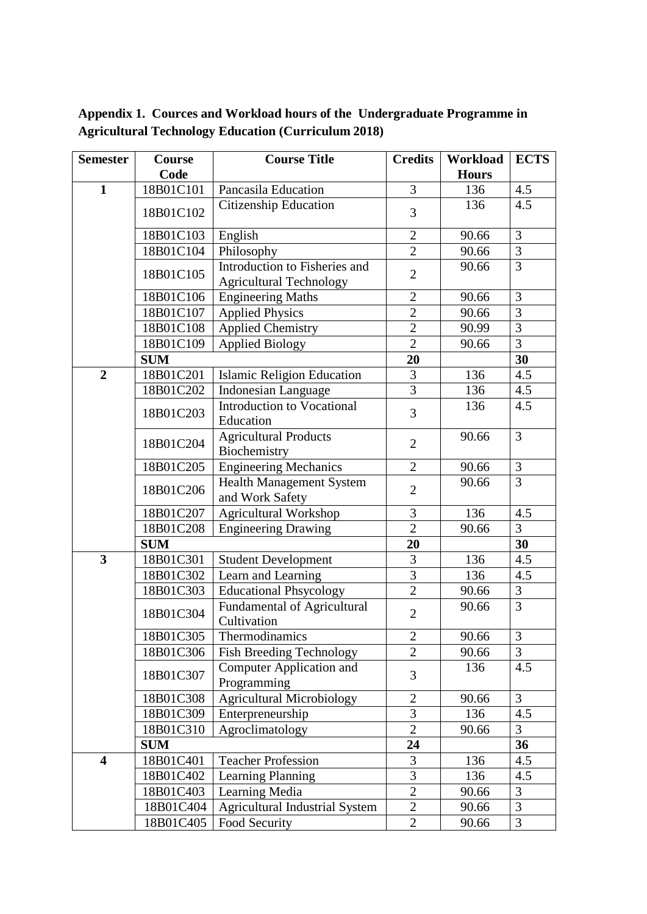**Appendix 1. Cources and Workload hours of the Undergraduate Programme in Agricultural Technology Education (Curriculum 2018)**

| Semester | Course Code | Course Title | Credits | Workload Hours | ECTS |
|---|---|---|---|---|---|
| **1** | 18B01C101 | Pancasila Education | 3 | 136 | 4.5 |
| | 18B01C102 | Citizenship Education | 3 | 136 | 4.5 |
| | 18B01C103 | English | 2 | 90.66 | 3 |
| | 18B01C104 | Philosophy | 2 | 90.66 | 3 |
| | 18B01C105 | Introduction to Fisheries and Agricultural Technology | 2 | 90.66 | 3 |
| | 18B01C106 | Engineering Maths | 2 | 90.66 | 3 |
| | 18B01C107 | Applied Physics | 2 | 90.66 | 3 |
| | 18B01C108 | Applied Chemistry | 2 | 90.99 | 3 |
| | 18B01C109 | Applied Biology | 2 | 90.66 | 3 |
| | **SUM** | | **20** | | **30** |
| **2** | 18B01C201 | Islamic Religion Education | 3 | 136 | 4.5 |
| | 18B01C202 | Indonesian Language | 3 | 136 | 4.5 |
| | 18B01C203 | Introduction to Vocational Education | 3 | 136 | 4.5 |
| | 18B01C204 | Agricultural Products Biochemistry | 2 | 90.66 | 3 |
| | 18B01C205 | Engineering Mechanics | 2 | 90.66 | 3 |
| | 18B01C206 | Health Management System and Work Safety | 2 | 90.66 | 3 |
| | 18B01C207 | Agricultural Workshop | 3 | 136 | 4.5 |
| | 18B01C208 | Engineering Drawing | 2 | 90.66 | 3 |
| | **SUM** | | **20** | | **30** |
| **3** | 18B01C301 | Student Development | 3 | 136 | 4.5 |
| | 18B01C302 | Learn and Learning | 3 | 136 | 4.5 |
| | 18B01C303 | Educational Phsycology | 2 | 90.66 | 3 |
| | 18B01C304 | Fundamental of Agricultural Cultivation | 2 | 90.66 | 3 |
| | 18B01C305 | Thermodinamics | 2 | 90.66 | 3 |
| | 18B01C306 | Fish Breeding Technology | 2 | 90.66 | 3 |
| | 18B01C307 | Computer Application and Programming | 3 | 136 | 4.5 |
| | 18B01C308 | Agricultural Microbiology | 2 | 90.66 | 3 |
| | 18B01C309 | Enterpreneurship | 3 | 136 | 4.5 |
| | 18B01C310 | Agroclimatology | 2 | 90.66 | 3 |
| | **SUM** | | **24** | | **36** |
| **4** | 18B01C401 | Teacher Profession | 3 | 136 | 4.5 |
| | 18B01C402 | Learning Planning | 3 | 136 | 4.5 |
| | 18B01C403 | Learning Media | 2 | 90.66 | 3 |
| | 18B01C404 | Agricultural Industrial System | 2 | 90.66 | 3 |
| | 18B01C405 | Food Security | 2 | 90.66 | 3 |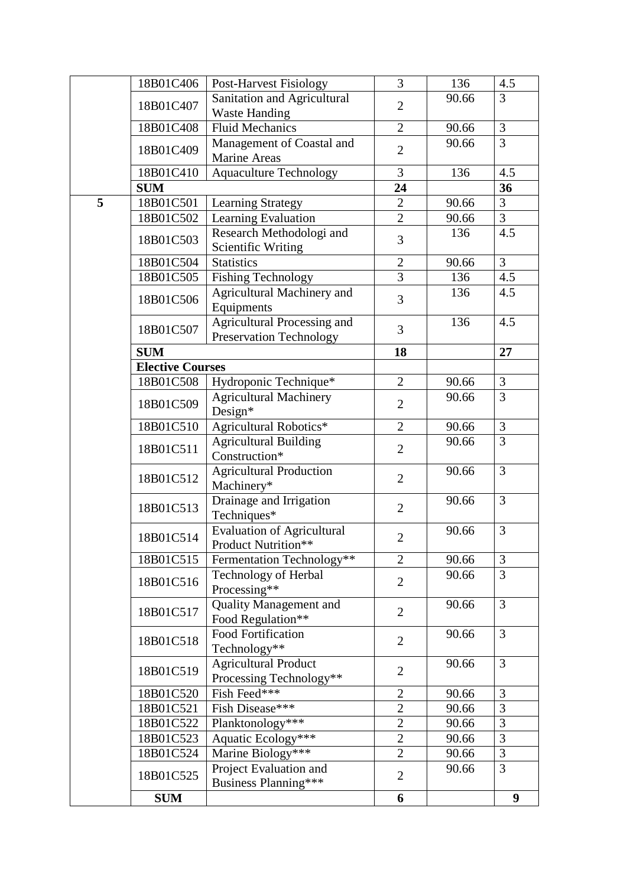|  |  |  |  |  |  |
|---|---|---|---|---|---|
|  | 18B01C406 | Post-Harvest Fisiology | 3 | 136 | 4.5 |
|  | 18B01C407 | Sanitation and Agricultural Waste Handing | 2 | 90.66 | 3 |
|  | 18B01C408 | Fluid Mechanics | 2 | 90.66 | 3 |
|  | 18B01C409 | Management of Coastal and Marine Areas | 2 | 90.66 | 3 |
|  | 18B01C410 | Aquaculture Technology | 3 | 136 | 4.5 |
|  | **SUM** |  | **24** |  | **36** |
| **5** | 18B01C501 | Learning Strategy | 2 | 90.66 | 3 |
|  | 18B01C502 | Learning Evaluation | 2 | 90.66 | 3 |
|  | 18B01C503 | Research Methodologi and Scientific Writing | 3 | 136 | 4.5 |
|  | 18B01C504 | Statistics | 2 | 90.66 | 3 |
|  | 18B01C505 | Fishing Technology | 3 | 136 | 4.5 |
|  | 18B01C506 | Agricultural Machinery and Equipments | 3 | 136 | 4.5 |
|  | 18B01C507 | Agricultural Processing and Preservation Technology | 3 | 136 | 4.5 |
|  | **SUM** |  | **18** |  | **27** |
|  | **Elective Courses** |  |  |  |  |
|  | 18B01C508 | Hydroponic Technique* | 2 | 90.66 | 3 |
|  | 18B01C509 | Agricultural Machinery Design* | 2 | 90.66 | 3 |
|  | 18B01C510 | Agricultural Robotics* | 2 | 90.66 | 3 |
|  | 18B01C511 | Agricultural Building Construction* | 2 | 90.66 | 3 |
|  | 18B01C512 | Agricultural Production Machinery* | 2 | 90.66 | 3 |
|  | 18B01C513 | Drainage and Irrigation Techniques* | 2 | 90.66 | 3 |
|  | 18B01C514 | Evaluation of Agricultural Product Nutrition** | 2 | 90.66 | 3 |
|  | 18B01C515 | Fermentation Technology** | 2 | 90.66 | 3 |
|  | 18B01C516 | Technology of Herbal Processing** | 2 | 90.66 | 3 |
|  | 18B01C517 | Quality Management and Food Regulation** | 2 | 90.66 | 3 |
|  | 18B01C518 | Food Fortification Technology** | 2 | 90.66 | 3 |
|  | 18B01C519 | Agricultural Product Processing Technology** | 2 | 90.66 | 3 |
|  | 18B01C520 | Fish Feed*** | 2 | 90.66 | 3 |
|  | 18B01C521 | Fish Disease*** | 2 | 90.66 | 3 |
|  | 18B01C522 | Planktonology*** | 2 | 90.66 | 3 |
|  | 18B01C523 | Aquatic Ecology*** | 2 | 90.66 | 3 |
|  | 18B01C524 | Marine Biology*** | 2 | 90.66 | 3 |
|  | 18B01C525 | Project Evaluation and Business Planning*** | 2 | 90.66 | 3 |
|  | **SUM** |  | **6** |  | **9** |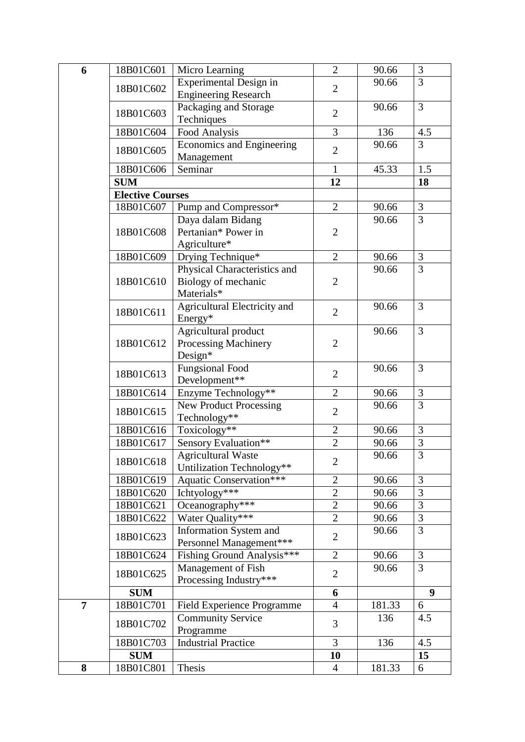| 6 | 18B01C601 | Micro Learning | 2 | 90.66 | 3 |
|---|---|---|---|---|---|
| | 18B01C602 | Experimental Design in Engineering Research | 2 | 90.66 | 3 |
| | 18B01C603 | Packaging and Storage Techniques | 2 | 90.66 | 3 |
| | 18B01C604 | Food Analysis | 3 | 136 | 4.5 |
| | 18B01C605 | Economics and Engineering Management | 2 | 90.66 | 3 |
| | 18B01C606 | Seminar | 1 | 45.33 | 1.5 |
| | **SUM** | | **12** | | **18** |
| | **Elective Courses** | | | | |
| | 18B01C607 | Pump and Compressor* | 2 | 90.66 | 3 |
| | 18B01C608 | Daya dalam Bidang Pertanian* Power in Agriculture* | 2 | 90.66 | 3 |
| | 18B01C609 | Drying Technique* | 2 | 90.66 | 3 |
| | 18B01C610 | Physical Characteristics and Biology of mechanic Materials* | 2 | 90.66 | 3 |
| | 18B01C611 | Agricultural Electricity and Energy* | 2 | 90.66 | 3 |
| | 18B01C612 | Agricultural product Processing Machinery Design* | 2 | 90.66 | 3 |
| | 18B01C613 | Fungsional Food Development** | 2 | 90.66 | 3 |
| | 18B01C614 | Enzyme Technology** | 2 | 90.66 | 3 |
| | 18B01C615 | New Product Processing Technology** | 2 | 90.66 | 3 |
| | 18B01C616 | Toxicology** | 2 | 90.66 | 3 |
| | 18B01C617 | Sensory Evaluation** | 2 | 90.66 | 3 |
| | 18B01C618 | Agricultural Waste Untilization Technology** | 2 | 90.66 | 3 |
| | 18B01C619 | Aquatic Conservation*** | 2 | 90.66 | 3 |
| | 18B01C620 | Ichtyology*** | 2 | 90.66 | 3 |
| | 18B01C621 | Oceanography*** | 2 | 90.66 | 3 |
| | 18B01C622 | Water Quality*** | 2 | 90.66 | 3 |
| | 18B01C623 | Information System and Personnel Management*** | 2 | 90.66 | 3 |
| | 18B01C624 | Fishing Ground Analysis*** | 2 | 90.66 | 3 |
| | 18B01C625 | Management of Fish Processing Industry*** | 2 | 90.66 | 3 |
| | **SUM** | | **6** | | **9** |
| **7** | 18B01C701 | Field Experience Programme | 4 | 181.33 | 6 |
| | 18B01C702 | Community Service Programme | 3 | 136 | 4.5 |
| | 18B01C703 | Industrial Practice | 3 | 136 | 4.5 |
| | **SUM** | | **10** | | **15** |
| **8** | 18B01C801 | Thesis | 4 | 181.33 | 6 |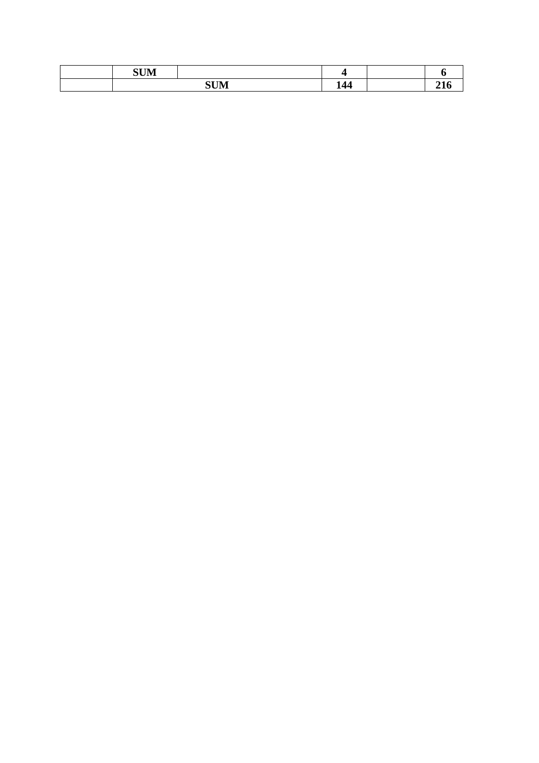| | | | | | |
|---|---|---|---|---|---|
| | **SUM** | | **4** | | **6** |
| | **SUM** | | **144** | | **216** |